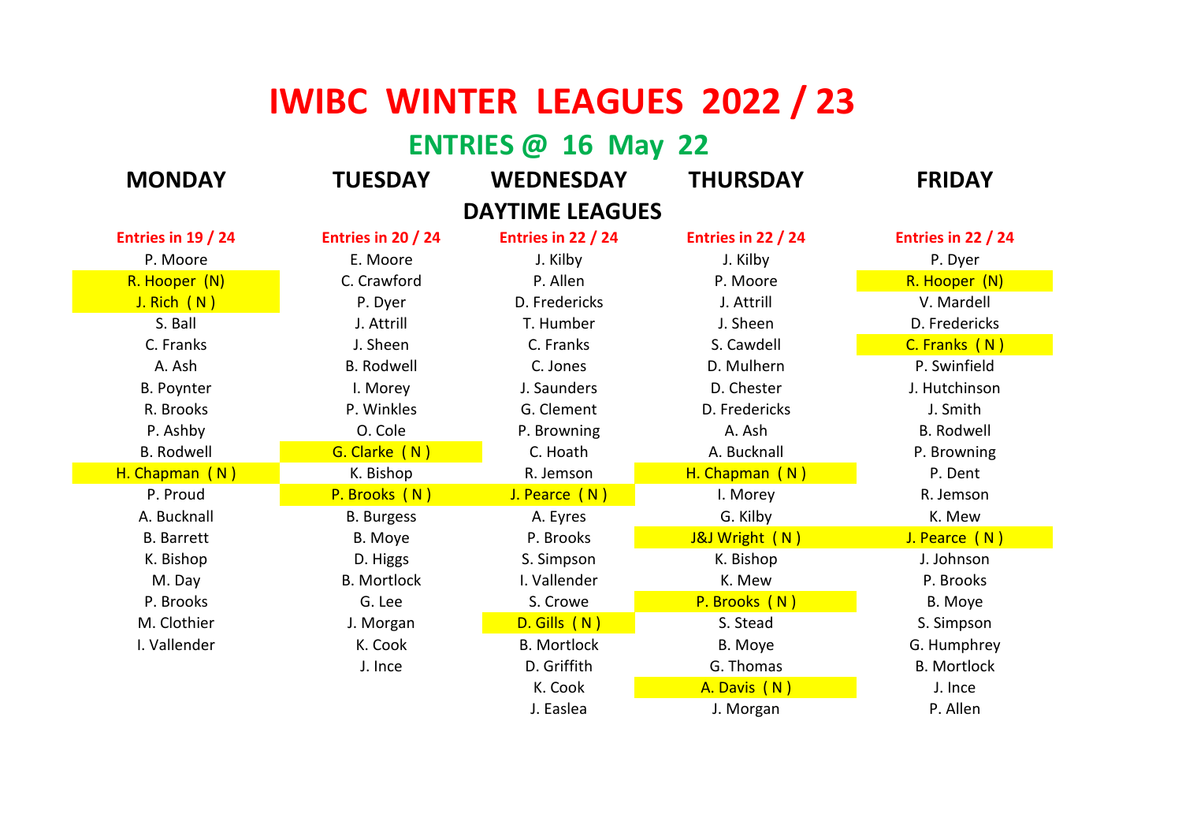# IWIBC WINTER LEAGUES 2022 / 23

## ENTRIES @ 16 May 22

| MONDAY | TUESDAY | WEDNESDAY | THURSDAY | FRIDAY |
|---|---|---|---|---|
| | | DAYTIME LEAGUES | | |
| Entries in 19 / 24 | Entries in 20 / 24 | Entries in 22 / 24 | Entries in 22 / 24 | Entries in 22 / 24 |
| P. Moore | E. Moore | J. Kilby | J. Kilby | P. Dyer |
| R. Hooper (N) | C. Crawford | P. Allen | P. Moore | R. Hooper (N) |
| J. Rich ( N ) | P. Dyer | D. Fredericks | J. Attrill | V. Mardell |
| S. Ball | J. Attrill | T. Humber | J. Sheen | D. Fredericks |
| C. Franks | J. Sheen | C. Franks | S. Cawdell | C. Franks ( N ) |
| A. Ash | B. Rodwell | C. Jones | D. Mulhern | P. Swinfield |
| B. Poynter | I. Morey | J. Saunders | D. Chester | J. Hutchinson |
| R. Brooks | P. Winkles | G. Clement | D. Fredericks | J. Smith |
| P. Ashby | O. Cole | P. Browning | A. Ash | B. Rodwell |
| B. Rodwell | G. Clarke ( N ) | C. Hoath | A. Bucknall | P. Browning |
| H. Chapman ( N ) | K. Bishop | R. Jemson | H. Chapman ( N ) | P. Dent |
| P. Proud | P. Brooks ( N ) | J. Pearce ( N ) | I. Morey | R. Jemson |
| A. Bucknall | B. Burgess | A. Eyres | G. Kilby | K. Mew |
| B. Barrett | B. Moye | P. Brooks | J&J Wright ( N ) | J. Pearce ( N ) |
| K. Bishop | D. Higgs | S. Simpson | K. Bishop | J. Johnson |
| M. Day | B. Mortlock | I. Vallender | K. Mew | P. Brooks |
| P. Brooks | G. Lee | S. Crowe | P. Brooks ( N ) | B. Moye |
| M. Clothier | J. Morgan | D. Gills ( N ) | S. Stead | S. Simpson |
| I. Vallender | K. Cook | B. Mortlock | B. Moye | G. Humphrey |
| | J. Ince | D. Griffith | G. Thomas | B. Mortlock |
| | | K. Cook | A. Davis ( N ) | J. Ince |
| | | J. Easlea | J. Morgan | P. Allen |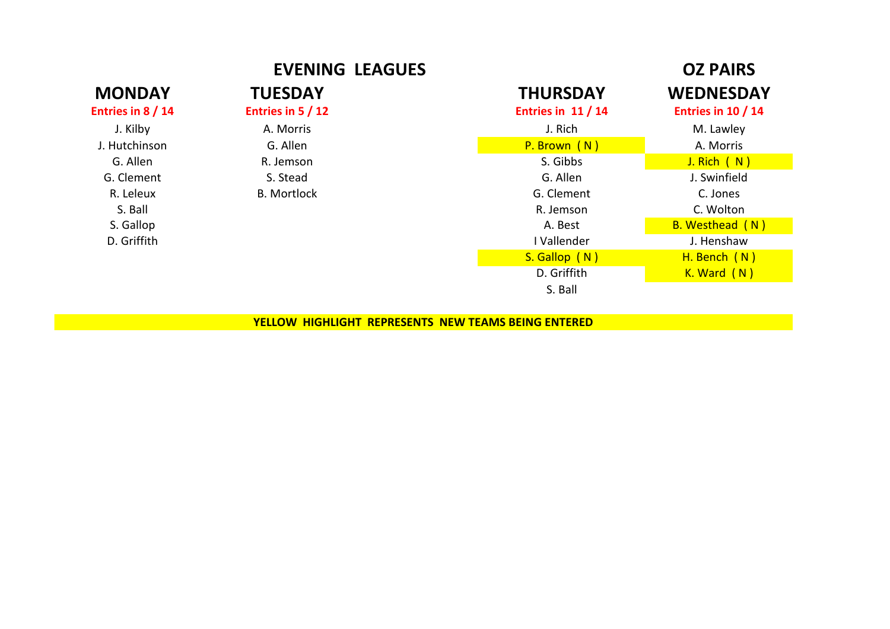## EVENING LEAGUES

## OZ PAIRS

| MONDAY | TUESDAY | THURSDAY | WEDNESDAY |
|---|---|---|---|
| **Entries in 8 / 14** | **Entries in 5 / 12** | **Entries in 11 / 14** | **Entries in 10 / 14** |
| J. Kilby | A. Morris | J. Rich | M. Lawley |
| J. Hutchinson | G. Allen | P. Brown ( N ) | A. Morris |
| G. Allen | R. Jemson | S. Gibbs | J. Rich ( N ) |
| G. Clement | S. Stead | G. Allen | J. Swinfield |
| R. Leleux | B. Mortlock | G. Clement | C. Jones |
| S. Ball | | R. Jemson | C. Wolton |
| S. Gallop | | A. Best | B. Westhead ( N ) |
| D. Griffith | | I Vallender | J. Henshaw |
| | | S. Gallop ( N ) | H. Bench ( N ) |
| | | D. Griffith | K. Ward ( N ) |
| | | S. Ball | |

**YELLOW HIGHLIGHT REPRESENTS NEW TEAMS BEING ENTERED**